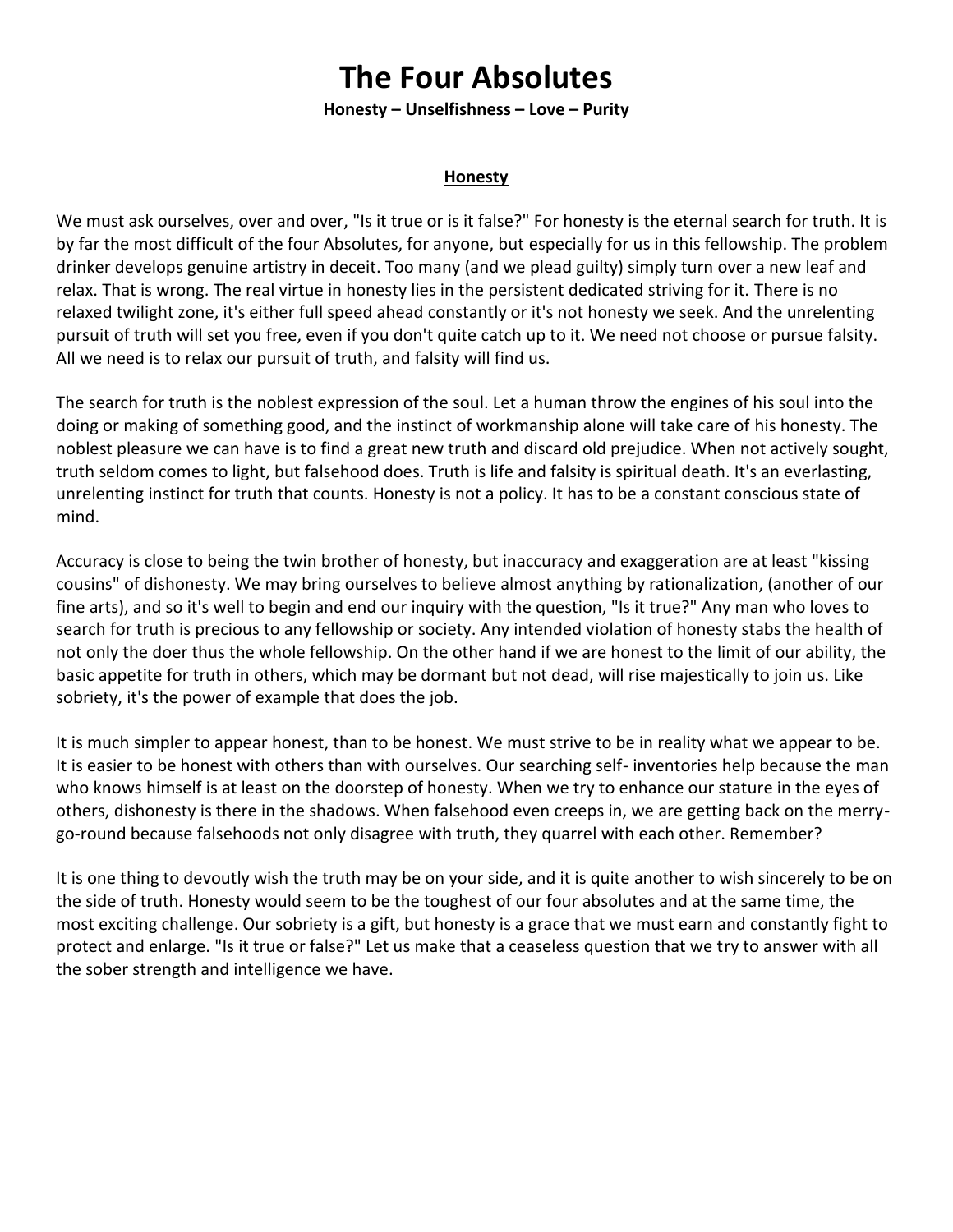# The Four Absolutes

**Honesty – Unselfishness – Love – Purity**

## Honesty

We must ask ourselves, over and over, "Is it true or is it false?" For honesty is the eternal search for truth. It is by far the most difficult of the four Absolutes, for anyone, but especially for us in this fellowship. The problem drinker develops genuine artistry in deceit. Too many (and we plead guilty) simply turn over a new leaf and relax. That is wrong. The real virtue in honesty lies in the persistent dedicated striving for it. There is no relaxed twilight zone, it's either full speed ahead constantly or it's not honesty we seek. And the unrelenting pursuit of truth will set you free, even if you don't quite catch up to it. We need not choose or pursue falsity. All we need is to relax our pursuit of truth, and falsity will find us.

The search for truth is the noblest expression of the soul. Let a human throw the engines of his soul into the doing or making of something good, and the instinct of workmanship alone will take care of his honesty. The noblest pleasure we can have is to find a great new truth and discard old prejudice. When not actively sought, truth seldom comes to light, but falsehood does. Truth is life and falsity is spiritual death. It's an everlasting, unrelenting instinct for truth that counts. Honesty is not a policy. It has to be a constant conscious state of mind.

Accuracy is close to being the twin brother of honesty, but inaccuracy and exaggeration are at least "kissing cousins" of dishonesty. We may bring ourselves to believe almost anything by rationalization, (another of our fine arts), and so it's well to begin and end our inquiry with the question, "Is it true?" Any man who loves to search for truth is precious to any fellowship or society. Any intended violation of honesty stabs the health of not only the doer thus the whole fellowship. On the other hand if we are honest to the limit of our ability, the basic appetite for truth in others, which may be dormant but not dead, will rise majestically to join us. Like sobriety, it's the power of example that does the job.

It is much simpler to appear honest, than to be honest. We must strive to be in reality what we appear to be. It is easier to be honest with others than with ourselves. Our searching self- inventories help because the man who knows himself is at least on the doorstep of honesty. When we try to enhance our stature in the eyes of others, dishonesty is there in the shadows. When falsehood even creeps in, we are getting back on the merry-go-round because falsehoods not only disagree with truth, they quarrel with each other. Remember?

It is one thing to devoutly wish the truth may be on your side, and it is quite another to wish sincerely to be on the side of truth. Honesty would seem to be the toughest of our four absolutes and at the same time, the most exciting challenge. Our sobriety is a gift, but honesty is a grace that we must earn and constantly fight to protect and enlarge. "Is it true or false?" Let us make that a ceaseless question that we try to answer with all the sober strength and intelligence we have.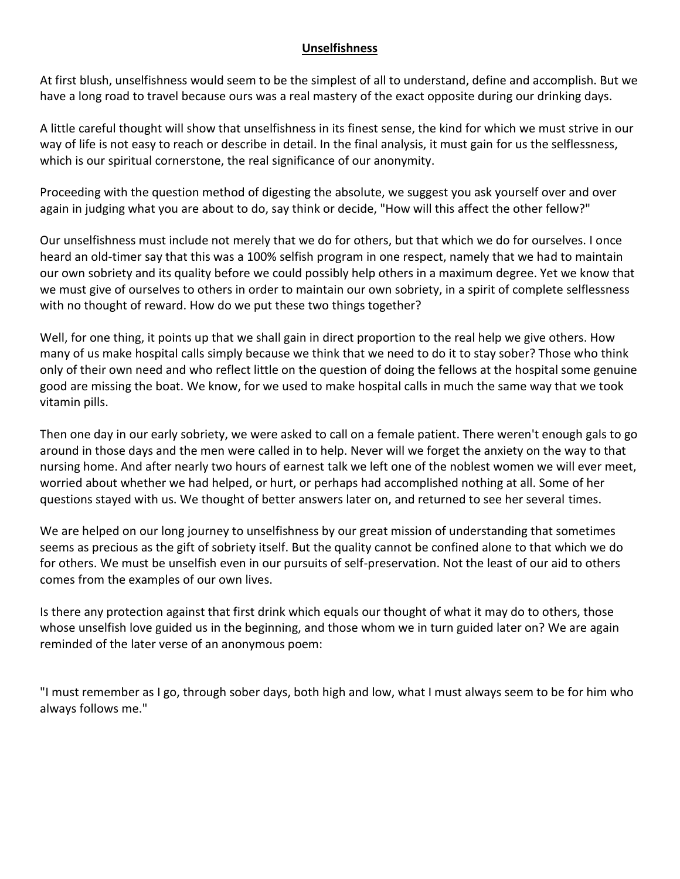## Unselfishness

At first blush, unselfishness would seem to be the simplest of all to understand, define and accomplish. But we have a long road to travel because ours was a real mastery of the exact opposite during our drinking days.

A little careful thought will show that unselfishness in its finest sense, the kind for which we must strive in our way of life is not easy to reach or describe in detail. In the final analysis, it must gain for us the selflessness, which is our spiritual cornerstone, the real significance of our anonymity.

Proceeding with the question method of digesting the absolute, we suggest you ask yourself over and over again in judging what you are about to do, say think or decide, "How will this affect the other fellow?"

Our unselfishness must include not merely that we do for others, but that which we do for ourselves. I once heard an old-timer say that this was a 100% selfish program in one respect, namely that we had to maintain our own sobriety and its quality before we could possibly help others in a maximum degree. Yet we know that we must give of ourselves to others in order to maintain our own sobriety, in a spirit of complete selflessness with no thought of reward. How do we put these two things together?

Well, for one thing, it points up that we shall gain in direct proportion to the real help we give others. How many of us make hospital calls simply because we think that we need to do it to stay sober? Those who think only of their own need and who reflect little on the question of doing the fellows at the hospital some genuine good are missing the boat. We know, for we used to make hospital calls in much the same way that we took vitamin pills.

Then one day in our early sobriety, we were asked to call on a female patient. There weren't enough gals to go around in those days and the men were called in to help. Never will we forget the anxiety on the way to that nursing home. And after nearly two hours of earnest talk we left one of the noblest women we will ever meet, worried about whether we had helped, or hurt, or perhaps had accomplished nothing at all. Some of her questions stayed with us. We thought of better answers later on, and returned to see her several times.

We are helped on our long journey to unselfishness by our great mission of understanding that sometimes seems as precious as the gift of sobriety itself. But the quality cannot be confined alone to that which we do for others. We must be unselfish even in our pursuits of self-preservation. Not the least of our aid to others comes from the examples of our own lives.

Is there any protection against that first drink which equals our thought of what it may do to others, those whose unselfish love guided us in the beginning, and those whom we in turn guided later on? We are again reminded of the later verse of an anonymous poem:

"I must remember as I go, through sober days, both high and low, what I must always seem to be for him who always follows me."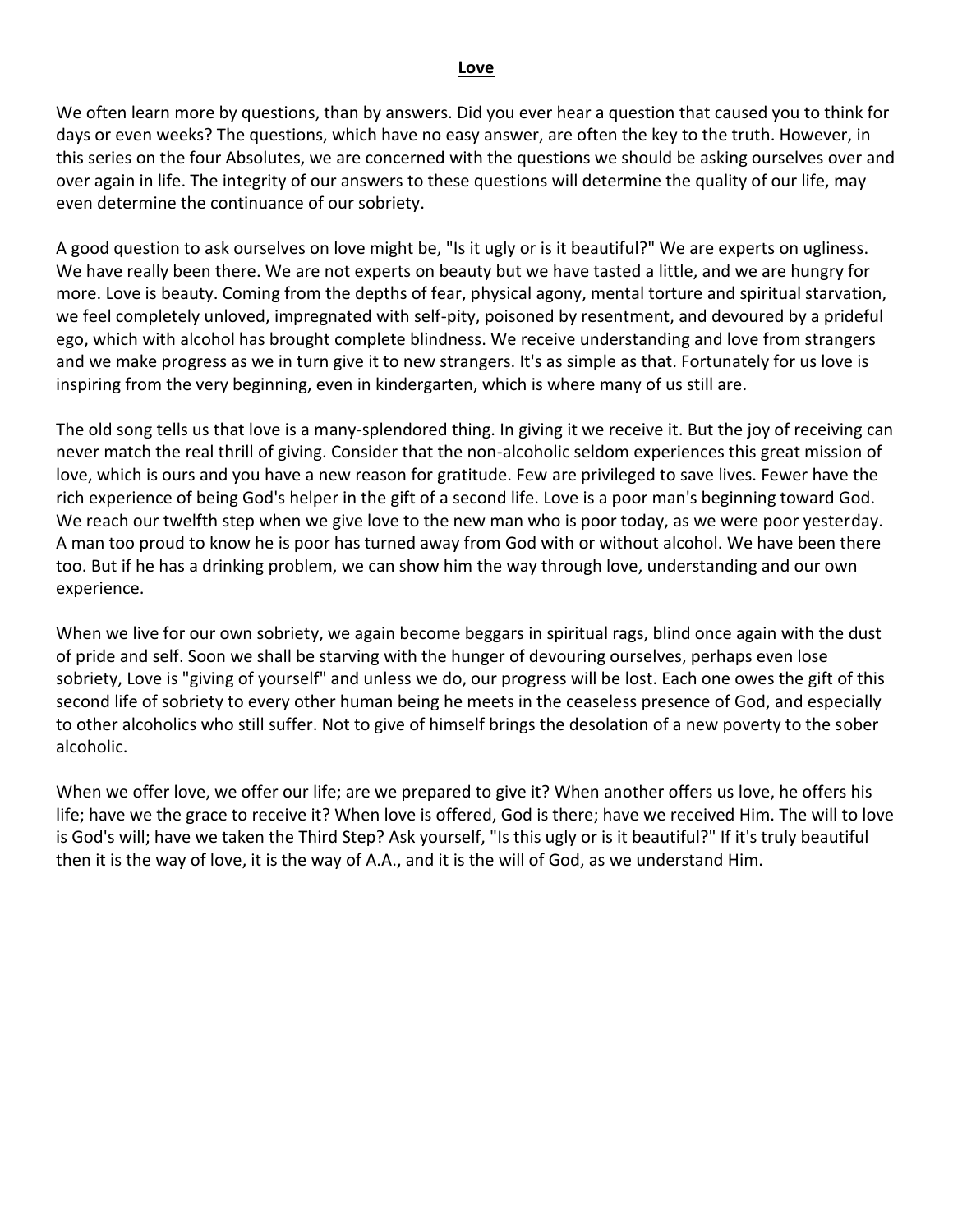## **Love**

We often learn more by questions, than by answers. Did you ever hear a question that caused you to think for days or even weeks? The questions, which have no easy answer, are often the key to the truth. However, in this series on the four Absolutes, we are concerned with the questions we should be asking ourselves over and over again in life. The integrity of our answers to these questions will determine the quality of our life, may even determine the continuance of our sobriety.

A good question to ask ourselves on love might be, "Is it ugly or is it beautiful?" We are experts on ugliness. We have really been there. We are not experts on beauty but we have tasted a little, and we are hungry for more. Love is beauty. Coming from the depths of fear, physical agony, mental torture and spiritual starvation, we feel completely unloved, impregnated with self-pity, poisoned by resentment, and devoured by a prideful ego, which with alcohol has brought complete blindness. We receive understanding and love from strangers and we make progress as we in turn give it to new strangers. It's as simple as that. Fortunately for us love is inspiring from the very beginning, even in kindergarten, which is where many of us still are.

The old song tells us that love is a many-splendored thing. In giving it we receive it. But the joy of receiving can never match the real thrill of giving. Consider that the non-alcoholic seldom experiences this great mission of love, which is ours and you have a new reason for gratitude. Few are privileged to save lives. Fewer have the rich experience of being God's helper in the gift of a second life. Love is a poor man's beginning toward God. We reach our twelfth step when we give love to the new man who is poor today, as we were poor yesterday. A man too proud to know he is poor has turned away from God with or without alcohol. We have been there too. But if he has a drinking problem, we can show him the way through love, understanding and our own experience.

When we live for our own sobriety, we again become beggars in spiritual rags, blind once again with the dust of pride and self. Soon we shall be starving with the hunger of devouring ourselves, perhaps even lose sobriety, Love is "giving of yourself" and unless we do, our progress will be lost. Each one owes the gift of this second life of sobriety to every other human being he meets in the ceaseless presence of God, and especially to other alcoholics who still suffer. Not to give of himself brings the desolation of a new poverty to the sober alcoholic.

When we offer love, we offer our life; are we prepared to give it? When another offers us love, he offers his life; have we the grace to receive it? When love is offered, God is there; have we received Him. The will to love is God's will; have we taken the Third Step? Ask yourself, "Is this ugly or is it beautiful?" If it's truly beautiful then it is the way of love, it is the way of A.A., and it is the will of God, as we understand Him.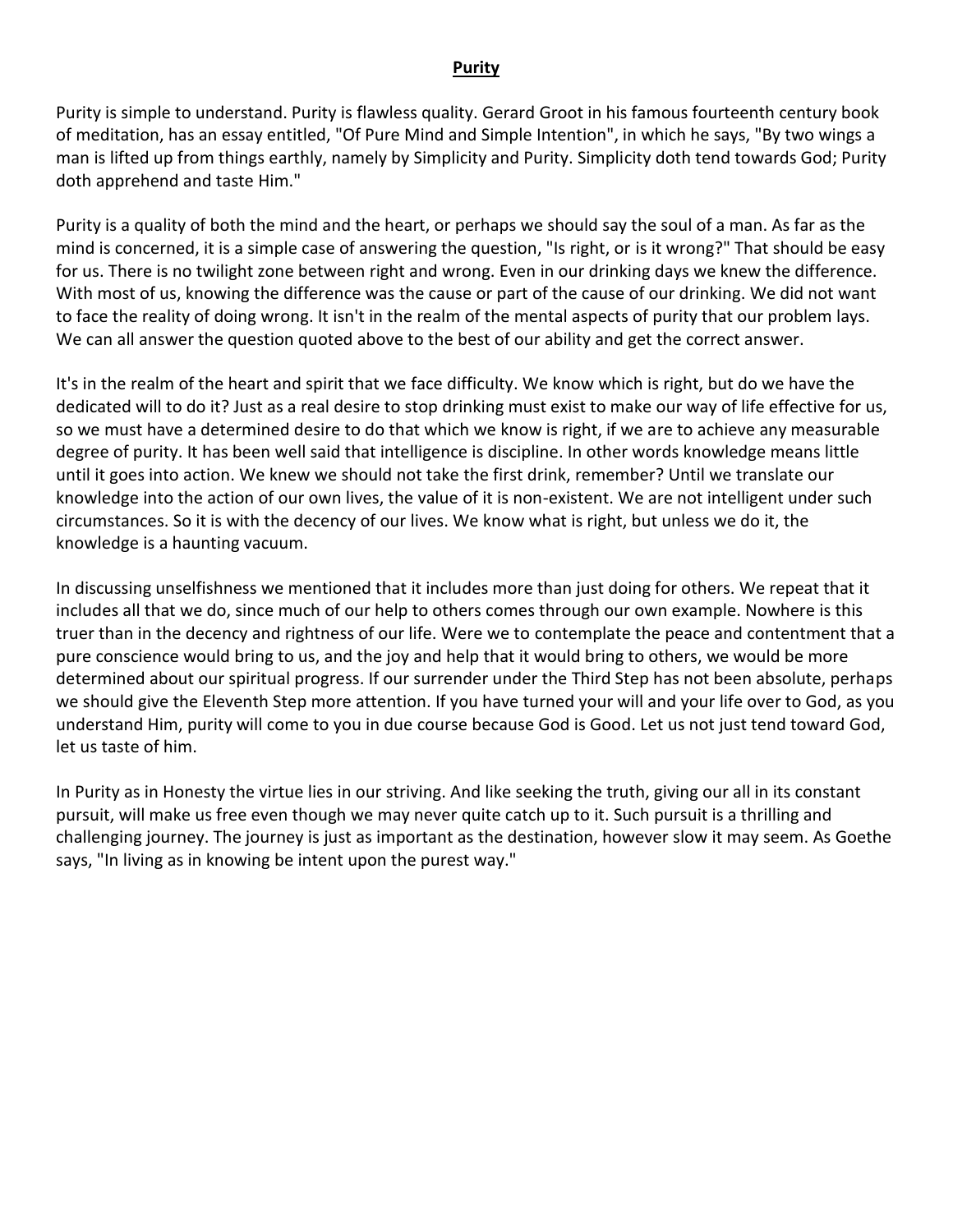**Purity**

Purity is simple to understand. Purity is flawless quality. Gerard Groot in his famous fourteenth century book of meditation, has an essay entitled, "Of Pure Mind and Simple Intention", in which he says, "By two wings a man is lifted up from things earthly, namely by Simplicity and Purity. Simplicity doth tend towards God; Purity doth apprehend and taste Him."

Purity is a quality of both the mind and the heart, or perhaps we should say the soul of a man. As far as the mind is concerned, it is a simple case of answering the question, "Is right, or is it wrong?" That should be easy for us. There is no twilight zone between right and wrong. Even in our drinking days we knew the difference. With most of us, knowing the difference was the cause or part of the cause of our drinking. We did not want to face the reality of doing wrong. It isn't in the realm of the mental aspects of purity that our problem lays. We can all answer the question quoted above to the best of our ability and get the correct answer.

It's in the realm of the heart and spirit that we face difficulty. We know which is right, but do we have the dedicated will to do it? Just as a real desire to stop drinking must exist to make our way of life effective for us, so we must have a determined desire to do that which we know is right, if we are to achieve any measurable degree of purity. It has been well said that intelligence is discipline. In other words knowledge means little until it goes into action. We knew we should not take the first drink, remember? Until we translate our knowledge into the action of our own lives, the value of it is non-existent. We are not intelligent under such circumstances. So it is with the decency of our lives. We know what is right, but unless we do it, the knowledge is a haunting vacuum.

In discussing unselfishness we mentioned that it includes more than just doing for others. We repeat that it includes all that we do, since much of our help to others comes through our own example. Nowhere is this truer than in the decency and rightness of our life. Were we to contemplate the peace and contentment that a pure conscience would bring to us, and the joy and help that it would bring to others, we would be more determined about our spiritual progress. If our surrender under the Third Step has not been absolute, perhaps we should give the Eleventh Step more attention. If you have turned your will and your life over to God, as you understand Him, purity will come to you in due course because God is Good. Let us not just tend toward God, let us taste of him.

In Purity as in Honesty the virtue lies in our striving. And like seeking the truth, giving our all in its constant pursuit, will make us free even though we may never quite catch up to it. Such pursuit is a thrilling and challenging journey. The journey is just as important as the destination, however slow it may seem. As Goethe says, "In living as in knowing be intent upon the purest way."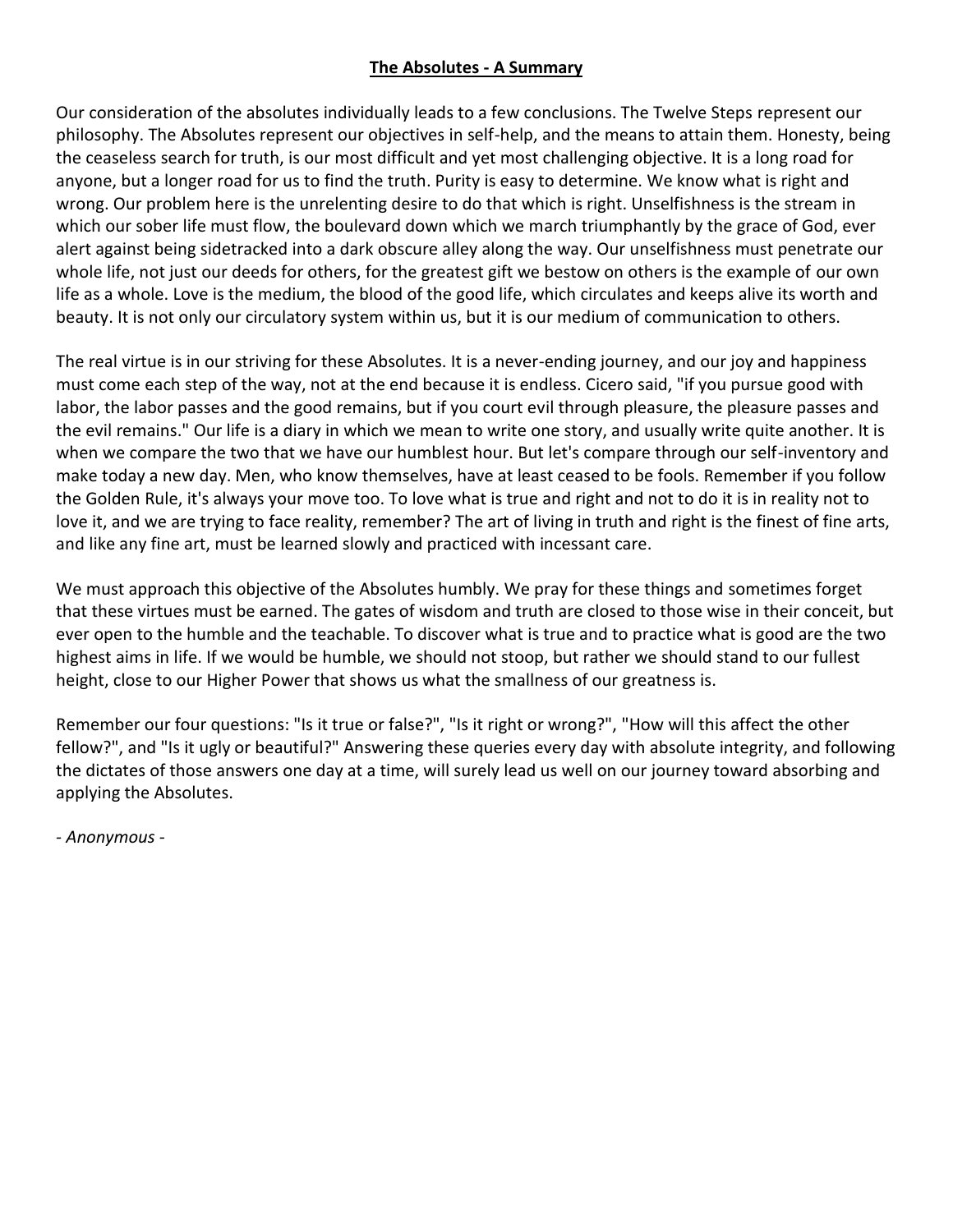## The Absolutes - A Summary

Our consideration of the absolutes individually leads to a few conclusions. The Twelve Steps represent our philosophy. The Absolutes represent our objectives in self-help, and the means to attain them. Honesty, being the ceaseless search for truth, is our most difficult and yet most challenging objective. It is a long road for anyone, but a longer road for us to find the truth. Purity is easy to determine. We know what is right and wrong. Our problem here is the unrelenting desire to do that which is right. Unselfishness is the stream in which our sober life must flow, the boulevard down which we march triumphantly by the grace of God, ever alert against being sidetracked into a dark obscure alley along the way. Our unselfishness must penetrate our whole life, not just our deeds for others, for the greatest gift we bestow on others is the example of our own life as a whole. Love is the medium, the blood of the good life, which circulates and keeps alive its worth and beauty. It is not only our circulatory system within us, but it is our medium of communication to others.

The real virtue is in our striving for these Absolutes. It is a never-ending journey, and our joy and happiness must come each step of the way, not at the end because it is endless. Cicero said, "if you pursue good with labor, the labor passes and the good remains, but if you court evil through pleasure, the pleasure passes and the evil remains." Our life is a diary in which we mean to write one story, and usually write quite another. It is when we compare the two that we have our humblest hour. But let's compare through our self-inventory and make today a new day. Men, who know themselves, have at least ceased to be fools. Remember if you follow the Golden Rule, it's always your move too. To love what is true and right and not to do it is in reality not to love it, and we are trying to face reality, remember? The art of living in truth and right is the finest of fine arts, and like any fine art, must be learned slowly and practiced with incessant care.

We must approach this objective of the Absolutes humbly. We pray for these things and sometimes forget that these virtues must be earned. The gates of wisdom and truth are closed to those wise in their conceit, but ever open to the humble and the teachable. To discover what is true and to practice what is good are the two highest aims in life. If we would be humble, we should not stoop, but rather we should stand to our fullest height, close to our Higher Power that shows us what the smallness of our greatness is.

Remember our four questions: "Is it true or false?", "Is it right or wrong?", "How will this affect the other fellow?", and "Is it ugly or beautiful?" Answering these queries every day with absolute integrity, and following the dictates of those answers one day at a time, will surely lead us well on our journey toward absorbing and applying the Absolutes.

*- Anonymous -*